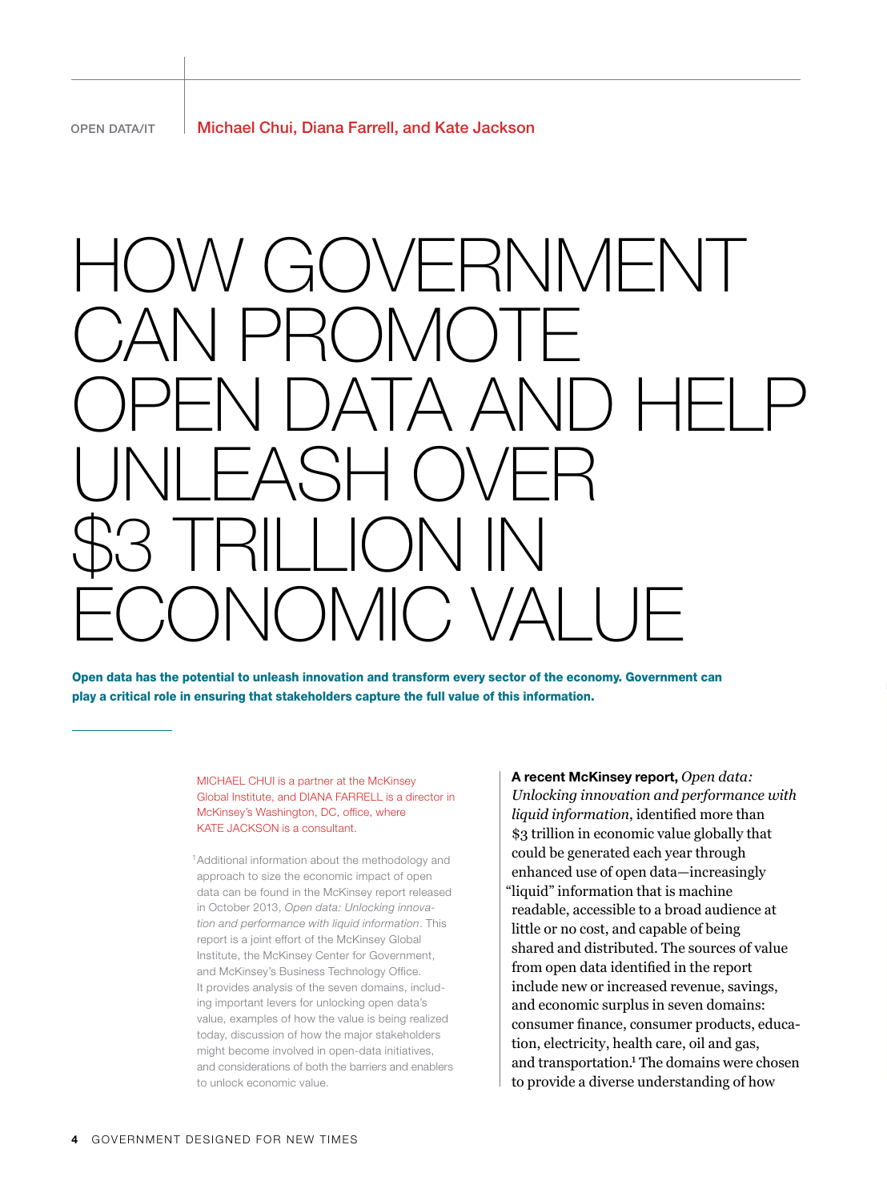OPEN DATA/IT

Michael Chui, Diana Farrell, and Kate Jackson

# HOW GOVERNMENT CAN PROMOTE OPEN DATA AND HELP UNLEASH OVER $3 TRILLION IN ECONOMIC VALUE

**Open data has the potential to unleash innovation and transform every sector of the economy. Government can play a critical role in ensuring that stakeholders capture the full value of this information.**

MICHAEL CHUI is a partner at the McKinsey Global Institute, and DIANA FARRELL is a director in McKinsey's Washington, DC, office, where KATE JACKSON is a consultant.

**A recent McKinsey report,** *Open data: Unlocking innovation and performance with liquid information*, identified more than $3 trillion in economic value globally that could be generated each year through enhanced use of open data—increasingly "liquid" information that is machine readable, accessible to a broad audience at little or no cost, and capable of being shared and distributed. The sources of value from open data identified in the report include new or increased revenue, savings, and economic surplus in seven domains: consumer finance, consumer products, education, electricity, health care, oil and gas, and transportation.[1] The domains were chosen to provide a diverse understanding of how

[1] Additional information about the methodology and approach to size the economic impact of open data can be found in the McKinsey report released in October 2013, *Open data: Unlocking innovation and performance with liquid information*. This report is a joint effort of the McKinsey Global Institute, the McKinsey Center for Government, and McKinsey's Business Technology Office. It provides analysis of the seven domains, including important levers for unlocking open data's value, examples of how the value is being realized today, discussion of how the major stakeholders might become involved in open-data initiatives, and considerations of both the barriers and enablers to unlock economic value.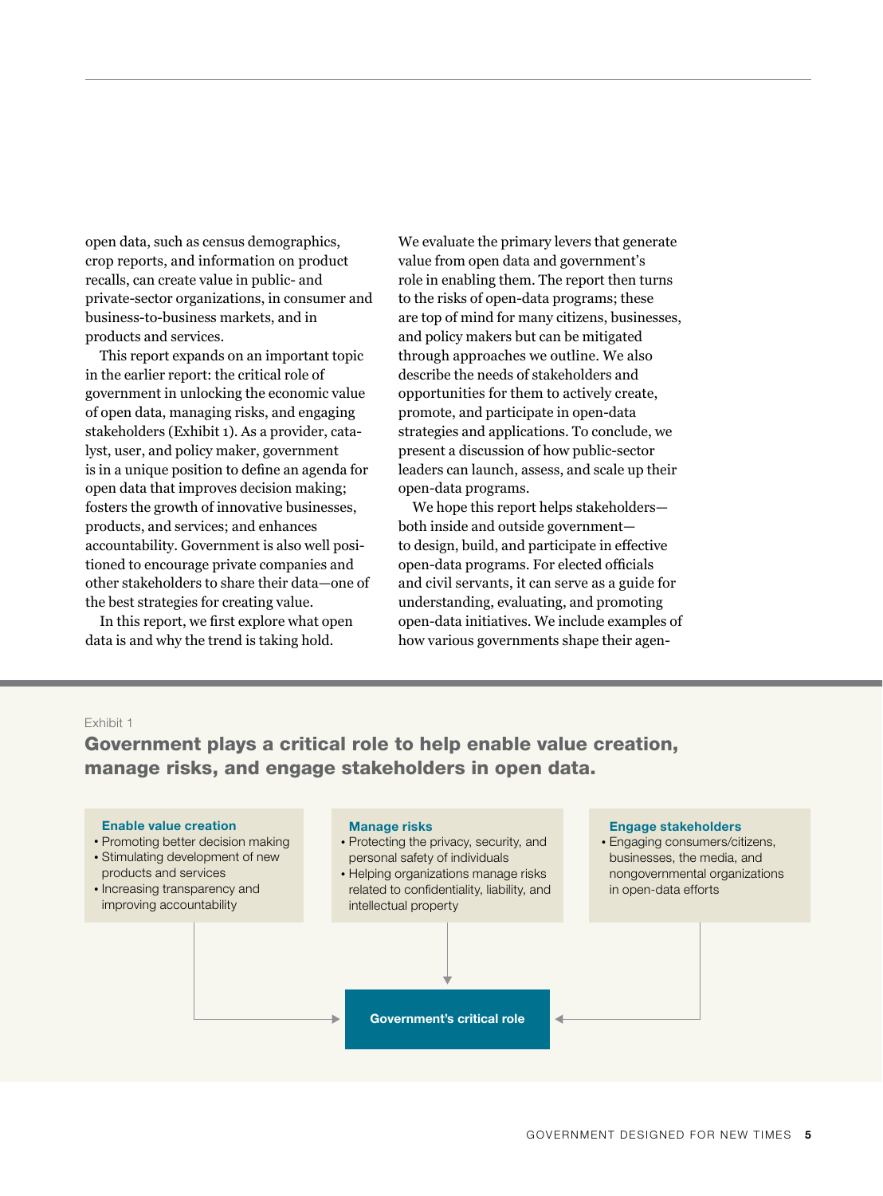open data, such as census demographics, crop reports, and information on product recalls, can create value in public- and private-sector organizations, in consumer and business-to-business markets, and in products and services.

This report expands on an important topic in the earlier report: the critical role of government in unlocking the economic value of open data, managing risks, and engaging stakeholders (Exhibit 1). As a provider, catalyst, user, and policy maker, government is in a unique position to define an agenda for open data that improves decision making; fosters the growth of innovative businesses, products, and services; and enhances accountability. Government is also well positioned to encourage private companies and other stakeholders to share their data—one of the best strategies for creating value.

In this report, we first explore what open data is and why the trend is taking hold. We evaluate the primary levers that generate value from open data and government's role in enabling them. The report then turns to the risks of open-data programs; these are top of mind for many citizens, businesses, and policy makers but can be mitigated through approaches we outline. We also describe the needs of stakeholders and opportunities for them to actively create, promote, and participate in open-data strategies and applications. To conclude, we present a discussion of how public-sector leaders can launch, assess, and scale up their open-data programs.

We hope this report helps stakeholders—both inside and outside government—to design, build, and participate in effective open-data programs. For elected officials and civil servants, it can serve as a guide for understanding, evaluating, and promoting open-data initiatives. We include examples of how various governments shape their agen-

Exhibit 1

**Government plays a critical role to help enable value creation, manage risks, and engage stakeholders in open data.**

**Enable value creation**
- Promoting better decision making
- Stimulating development of new products and services
- Increasing transparency and improving accountability

**Manage risks**
- Protecting the privacy, security, and personal safety of individuals
- Helping organizations manage risks related to confidentiality, liability, and intellectual property

**Engage stakeholders**
- Engaging consumers/citizens, businesses, the media, and nongovernmental organizations in open-data efforts

**Government's critical role**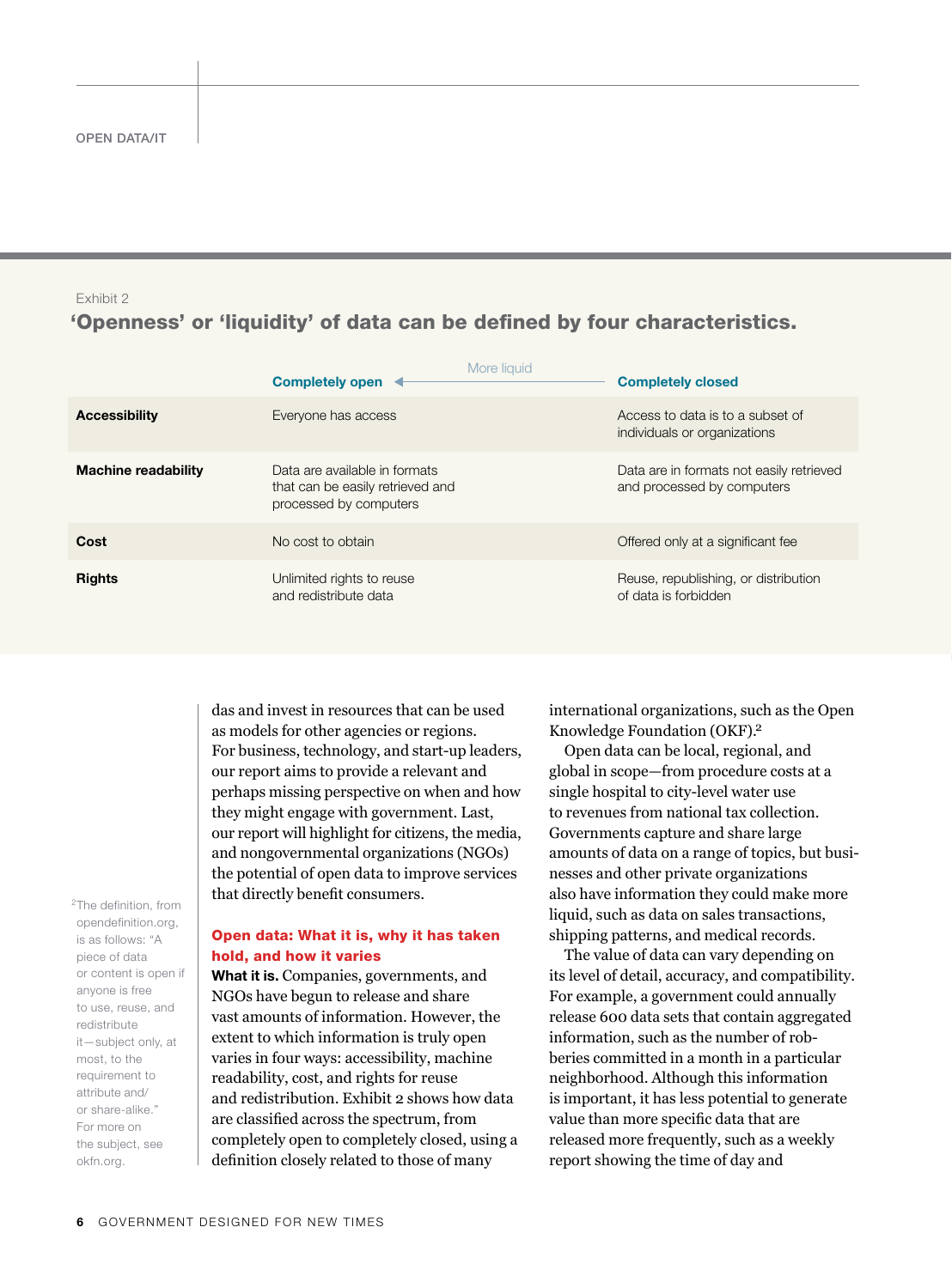Exhibit 2

**'Openness' or 'liquidity' of data can be defined by four characteristics.**

| | Completely open ← More liquid | Completely closed |
|---|---|---|
| **Accessibility** | Everyone has access | Access to data is to a subset of individuals or organizations |
| **Machine readability** | Data are available in formats that can be easily retrieved and processed by computers | Data are in formats not easily retrieved and processed by computers |
| **Cost** | No cost to obtain | Offered only at a significant fee |
| **Rights** | Unlimited rights to reuse and redistribute data | Reuse, republishing, or distribution of data is forbidden |

das and invest in resources that can be used as models for other agencies or regions. For business, technology, and start-up leaders, our report aims to provide a relevant and perhaps missing perspective on when and how they might engage with government. Last, our report will highlight for citizens, the media, and nongovernmental organizations (NGOs) the potential of open data to improve services that directly benefit consumers.

## Open data: What it is, why it has taken hold, and how it varies

**What it is.** Companies, governments, and NGOs have begun to release and share vast amounts of information. However, the extent to which information is truly open varies in four ways: accessibility, machine readability, cost, and rights for reuse and redistribution. Exhibit 2 shows how data are classified across the spectrum, from completely open to completely closed, using a definition closely related to those of many international organizations, such as the Open Knowledge Foundation (OKF).[2]

Open data can be local, regional, and global in scope—from procedure costs at a single hospital to city-level water use to revenues from national tax collection. Governments capture and share large amounts of data on a range of topics, but businesses and other private organizations also have information they could make more liquid, such as data on sales transactions, shipping patterns, and medical records.

The value of data can vary depending on its level of detail, accuracy, and compatibility. For example, a government could annually release 600 data sets that contain aggregated information, such as the number of robberies committed in a month in a particular neighborhood. Although this information is important, it has less potential to generate value than more specific data that are released more frequently, such as a weekly report showing the time of day and

[2] The definition, from opendefinition.org, is as follows: "A piece of data or content is open if anyone is free to use, reuse, and redistribute it—subject only, at most, to the requirement to attribute and/or share-alike." For more on the subject, see okfn.org.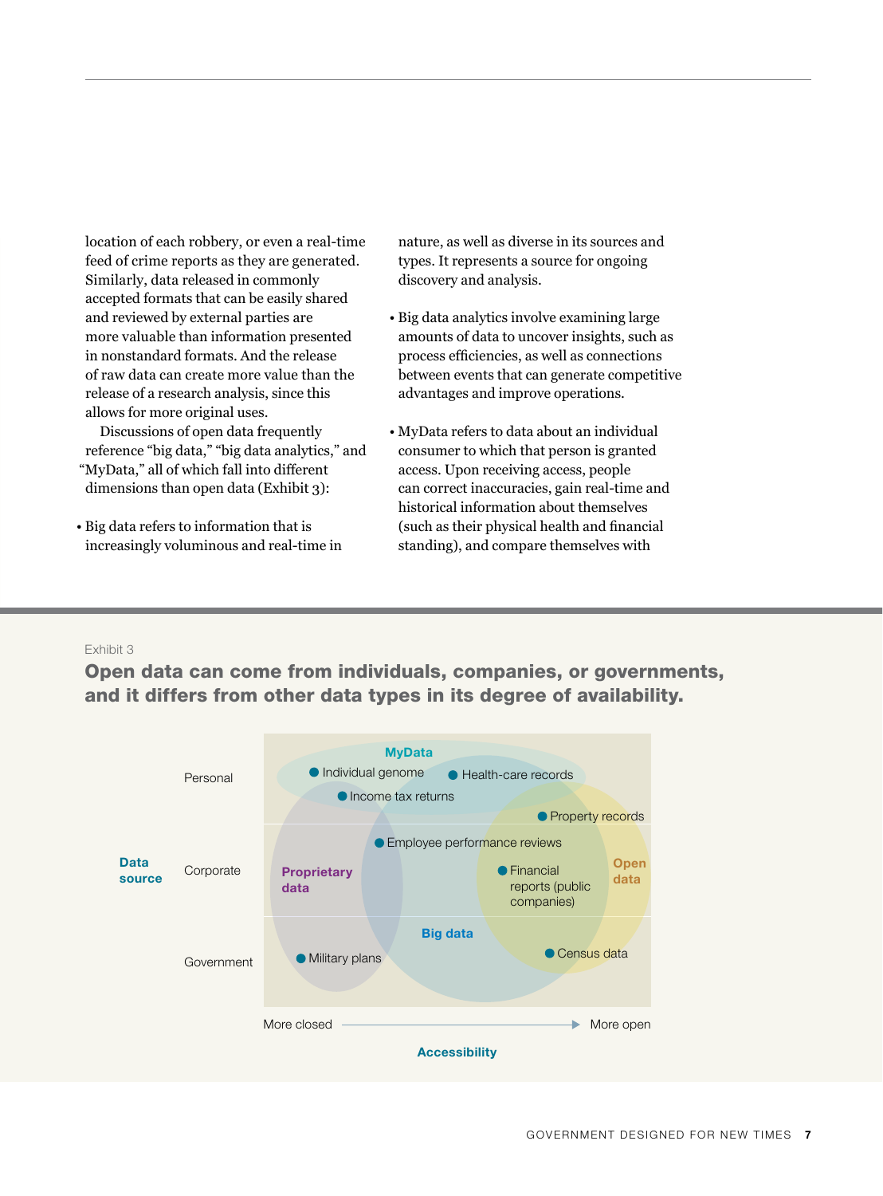location of each robbery, or even a real-time feed of crime reports as they are generated. Similarly, data released in commonly accepted formats that can be easily shared and reviewed by external parties are more valuable than information presented in nonstandard formats. And the release of raw data can create more value than the release of a research analysis, since this allows for more original uses.

Discussions of open data frequently reference "big data," "big data analytics," and "MyData," all of which fall into different dimensions than open data (Exhibit 3):

- Big data refers to information that is increasingly voluminous and real-time in nature, as well as diverse in its sources and types. It represents a source for ongoing discovery and analysis.

- Big data analytics involve examining large amounts of data to uncover insights, such as process efficiencies, as well as connections between events that can generate competitive advantages and improve operations.

- MyData refers to data about an individual consumer to which that person is granted access. Upon receiving access, people can correct inaccuracies, gain real-time and historical information about themselves (such as their physical health and financial standing), and compare themselves with

Exhibit 3

**Open data can come from individuals, companies, or governments, and it differs from other data types in its degree of availability.**

Data source: Personal, Corporate, Government

MyData: Individual genome, Health-care records, Income tax returns

Property records

Employee performance reviews

Proprietary data

Financial reports (public companies)

Open data

Big data

Military plans

Census data

Accessibility: More closed → More open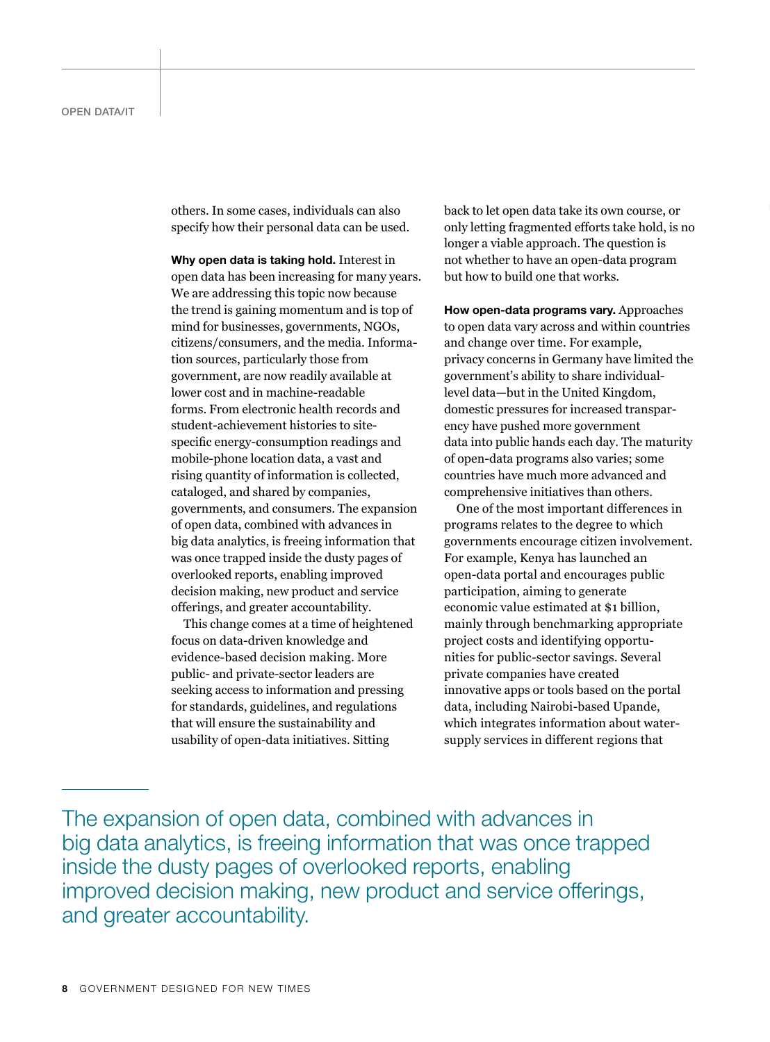others. In some cases, individuals can also specify how their personal data can be used.

**Why open data is taking hold.** Interest in open data has been increasing for many years. We are addressing this topic now because the trend is gaining momentum and is top of mind for businesses, governments, NGOs, citizens/consumers, and the media. Information sources, particularly those from government, are now readily available at lower cost and in machine-readable forms. From electronic health records and student-achievement histories to site-specific energy-consumption readings and mobile-phone location data, a vast and rising quantity of information is collected, cataloged, and shared by companies, governments, and consumers. The expansion of open data, combined with advances in big data analytics, is freeing information that was once trapped inside the dusty pages of overlooked reports, enabling improved decision making, new product and service offerings, and greater accountability.

This change comes at a time of heightened focus on data-driven knowledge and evidence-based decision making. More public- and private-sector leaders are seeking access to information and pressing for standards, guidelines, and regulations that will ensure the sustainability and usability of open-data initiatives. Sitting back to let open data take its own course, or only letting fragmented efforts take hold, is no longer a viable approach. The question is not whether to have an open-data program but how to build one that works.

**How open-data programs vary.** Approaches to open data vary across and within countries and change over time. For example, privacy concerns in Germany have limited the government's ability to share individual-level data—but in the United Kingdom, domestic pressures for increased transparency have pushed more government data into public hands each day. The maturity of open-data programs also varies; some countries have much more advanced and comprehensive initiatives than others.

One of the most important differences in programs relates to the degree to which governments encourage citizen involvement. For example, Kenya has launched an open-data portal and encourages public participation, aiming to generate economic value estimated at $1 billion, mainly through benchmarking appropriate project costs and identifying opportunities for public-sector savings. Several private companies have created innovative apps or tools based on the portal data, including Nairobi-based Upande, which integrates information about water-supply services in different regions that

> The expansion of open data, combined with advances in big data analytics, is freeing information that was once trapped inside the dusty pages of overlooked reports, enabling improved decision making, new product and service offerings, and greater accountability.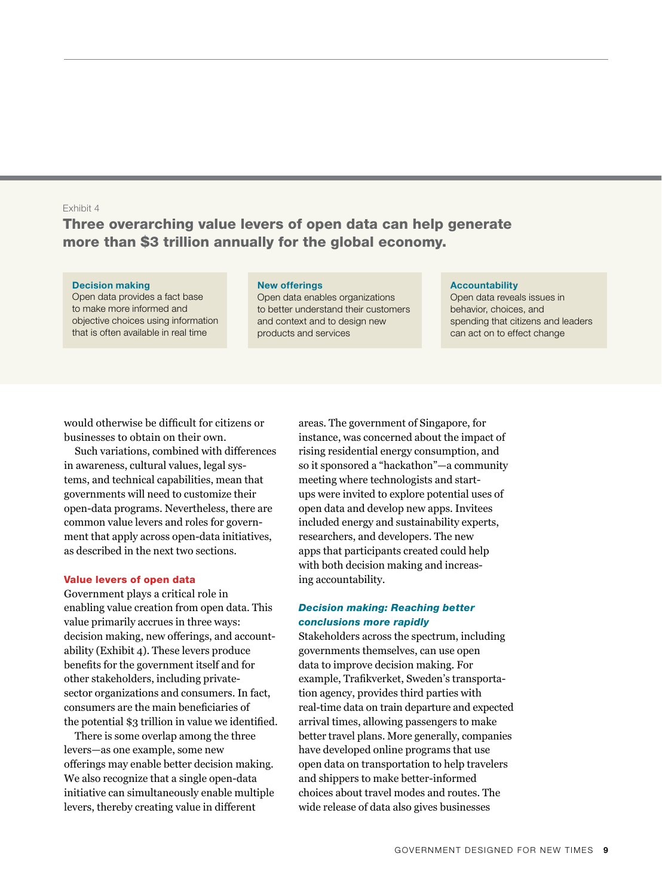Exhibit 4

**Three overarching value levers of open data can help generate more than $3 trillion annually for the global economy.**

**Decision making**
Open data provides a fact base to make more informed and objective choices using information that is often available in real time

**New offerings**
Open data enables organizations to better understand their customers and context and to design new products and services

**Accountability**
Open data reveals issues in behavior, choices, and spending that citizens and leaders can act on to effect change

would otherwise be difficult for citizens or businesses to obtain on their own.

Such variations, combined with differences in awareness, cultural values, legal systems, and technical capabilities, mean that governments will need to customize their open-data programs. Nevertheless, there are common value levers and roles for government that apply across open-data initiatives, as described in the next two sections.

### Value levers of open data

Government plays a critical role in enabling value creation from open data. This value primarily accrues in three ways: decision making, new offerings, and accountability (Exhibit 4). These levers produce benefits for the government itself and for other stakeholders, including private-sector organizations and consumers. In fact, consumers are the main beneficiaries of the potential $3 trillion in value we identified.

There is some overlap among the three levers—as one example, some new offerings may enable better decision making. We also recognize that a single open-data initiative can simultaneously enable multiple levers, thereby creating value in different areas. The government of Singapore, for instance, was concerned about the impact of rising residential energy consumption, and so it sponsored a "hackathon"—a community meeting where technologists and start-ups were invited to explore potential uses of open data and develop new apps. Invitees included energy and sustainability experts, researchers, and developers. The new apps that participants created could help with both decision making and increasing accountability.

#### *Decision making: Reaching better conclusions more rapidly*

Stakeholders across the spectrum, including governments themselves, can use open data to improve decision making. For example, Trafikverket, Sweden's transportation agency, provides third parties with real-time data on train departure and expected arrival times, allowing passengers to make better travel plans. More generally, companies have developed online programs that use open data on transportation to help travelers and shippers to make better-informed choices about travel modes and routes. The wide release of data also gives businesses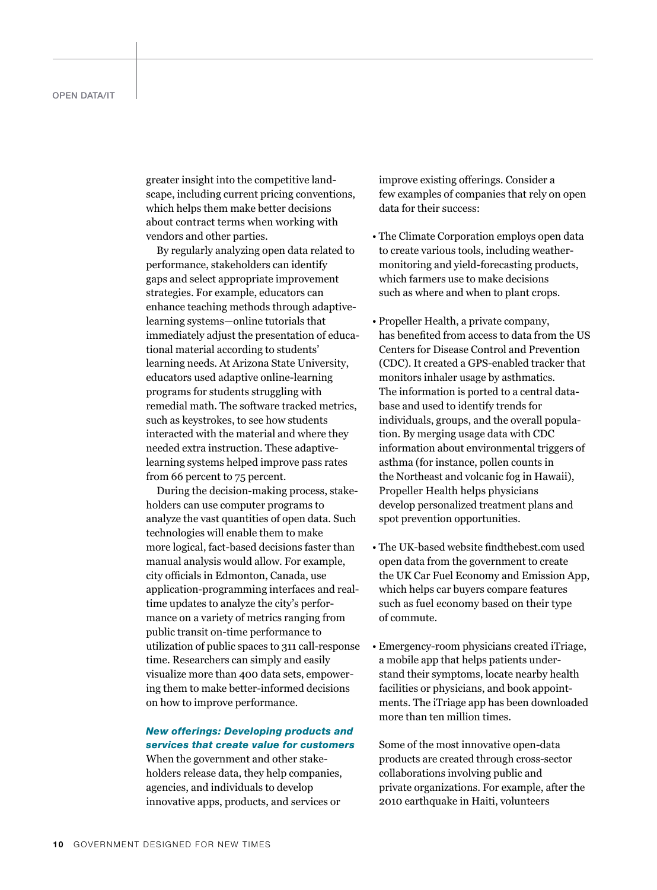greater insight into the competitive landscape, including current pricing conventions, which helps them make better decisions about contract terms when working with vendors and other parties.

By regularly analyzing open data related to performance, stakeholders can identify gaps and select appropriate improvement strategies. For example, educators can enhance teaching methods through adaptive-learning systems—online tutorials that immediately adjust the presentation of educational material according to students' learning needs. At Arizona State University, educators used adaptive online-learning programs for students struggling with remedial math. The software tracked metrics, such as keystrokes, to see how students interacted with the material and where they needed extra instruction. These adaptive-learning systems helped improve pass rates from 66 percent to 75 percent.

During the decision-making process, stakeholders can use computer programs to analyze the vast quantities of open data. Such technologies will enable them to make more logical, fact-based decisions faster than manual analysis would allow. For example, city officials in Edmonton, Canada, use application-programming interfaces and real-time updates to analyze the city's performance on a variety of metrics ranging from public transit on-time performance to utilization of public spaces to 311 call-response time. Researchers can simply and easily visualize more than 400 data sets, empowering them to make better-informed decisions on how to improve performance.

***New offerings: Developing products and services that create value for customers***

When the government and other stakeholders release data, they help companies, agencies, and individuals to develop innovative apps, products, and services or improve existing offerings. Consider a few examples of companies that rely on open data for their success:

- The Climate Corporation employs open data to create various tools, including weather-monitoring and yield-forecasting products, which farmers use to make decisions such as where and when to plant crops.

- Propeller Health, a private company, has benefited from access to data from the US Centers for Disease Control and Prevention (CDC). It created a GPS-enabled tracker that monitors inhaler usage by asthmatics. The information is ported to a central database and used to identify trends for individuals, groups, and the overall population. By merging usage data with CDC information about environmental triggers of asthma (for instance, pollen counts in the Northeast and volcanic fog in Hawaii), Propeller Health helps physicians develop personalized treatment plans and spot prevention opportunities.

- The UK-based website findthebest.com used open data from the government to create the UK Car Fuel Economy and Emission App, which helps car buyers compare features such as fuel economy based on their type of commute.

- Emergency-room physicians created iTriage, a mobile app that helps patients understand their symptoms, locate nearby health facilities or physicians, and book appointments. The iTriage app has been downloaded more than ten million times.

Some of the most innovative open-data products are created through cross-sector collaborations involving public and private organizations. For example, after the 2010 earthquake in Haiti, volunteers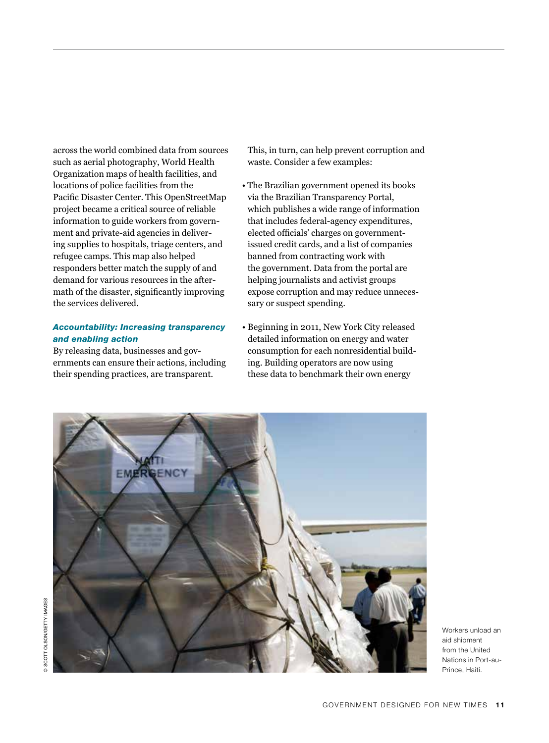across the world combined data from sources such as aerial photography, World Health Organization maps of health facilities, and locations of police facilities from the Pacific Disaster Center. This OpenStreetMap project became a critical source of reliable information to guide workers from government and private-aid agencies in delivering supplies to hospitals, triage centers, and refugee camps. This map also helped responders better match the supply of and demand for various resources in the aftermath of the disaster, significantly improving the services delivered.

### *Accountability: Increasing transparency and enabling action*

By releasing data, businesses and governments can ensure their actions, including their spending practices, are transparent. This, in turn, can help prevent corruption and waste. Consider a few examples:

- The Brazilian government opened its books via the Brazilian Transparency Portal, which publishes a wide range of information that includes federal-agency expenditures, elected officials' charges on government-issued credit cards, and a list of companies banned from contracting work with the government. Data from the portal are helping journalists and activist groups expose corruption and may reduce unnecessary or suspect spending.
- Beginning in 2011, New York City released detailed information on energy and water consumption for each nonresidential building. Building operators are now using these data to benchmark their own energy

© SCOTT OLSON/GETTY IMAGES

Workers unload an aid shipment from the United Nations in Port-au-Prince, Haiti.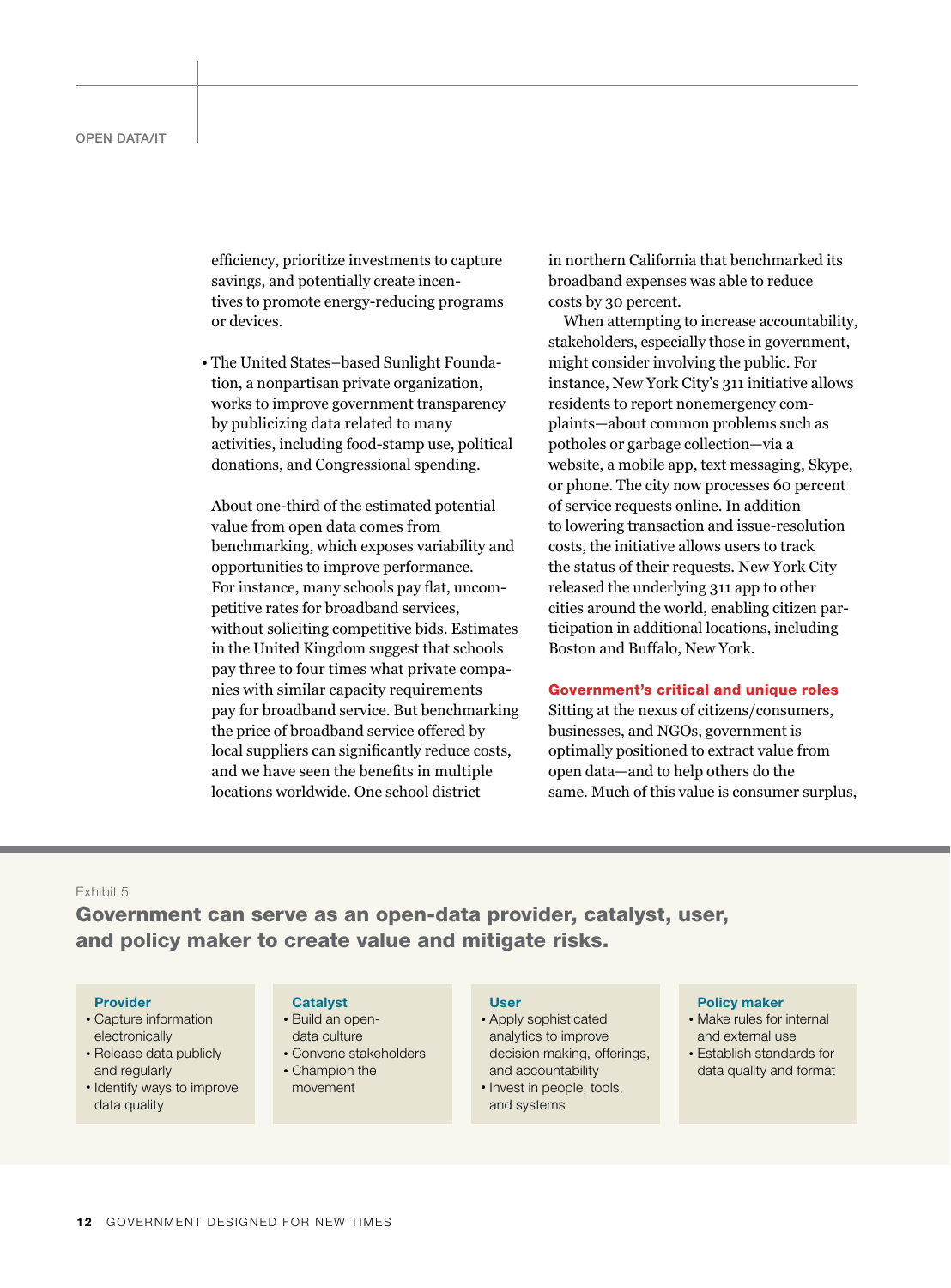efficiency, prioritize investments to capture savings, and potentially create incentives to promote energy-reducing programs or devices.

- The United States–based Sunlight Foundation, a nonpartisan private organization, works to improve government transparency by publicizing data related to many activities, including food-stamp use, political donations, and Congressional spending.

About one-third of the estimated potential value from open data comes from benchmarking, which exposes variability and opportunities to improve performance. For instance, many schools pay flat, uncompetitive rates for broadband services, without soliciting competitive bids. Estimates in the United Kingdom suggest that schools pay three to four times what private companies with similar capacity requirements pay for broadband service. But benchmarking the price of broadband service offered by local suppliers can significantly reduce costs, and we have seen the benefits in multiple locations worldwide. One school district in northern California that benchmarked its broadband expenses was able to reduce costs by 30 percent.

When attempting to increase accountability, stakeholders, especially those in government, might consider involving the public. For instance, New York City's 311 initiative allows residents to report nonemergency complaints—about common problems such as potholes or garbage collection—via a website, a mobile app, text messaging, Skype, or phone. The city now processes 60 percent of service requests online. In addition to lowering transaction and issue-resolution costs, the initiative allows users to track the status of their requests. New York City released the underlying 311 app to other cities around the world, enabling citizen participation in additional locations, including Boston and Buffalo, New York.

### Government's critical and unique roles

Sitting at the nexus of citizens/consumers, businesses, and NGOs, government is optimally positioned to extract value from open data—and to help others do the same. Much of this value is consumer surplus,

Exhibit 5

**Government can serve as an open-data provider, catalyst, user, and policy maker to create value and mitigate risks.**

**Provider**
- Capture information electronically
- Release data publicly and regularly
- Identify ways to improve data quality

**Catalyst**
- Build an open-data culture
- Convene stakeholders
- Champion the movement

**User**
- Apply sophisticated analytics to improve decision making, offerings, and accountability
- Invest in people, tools, and systems

**Policy maker**
- Make rules for internal and external use
- Establish standards for data quality and format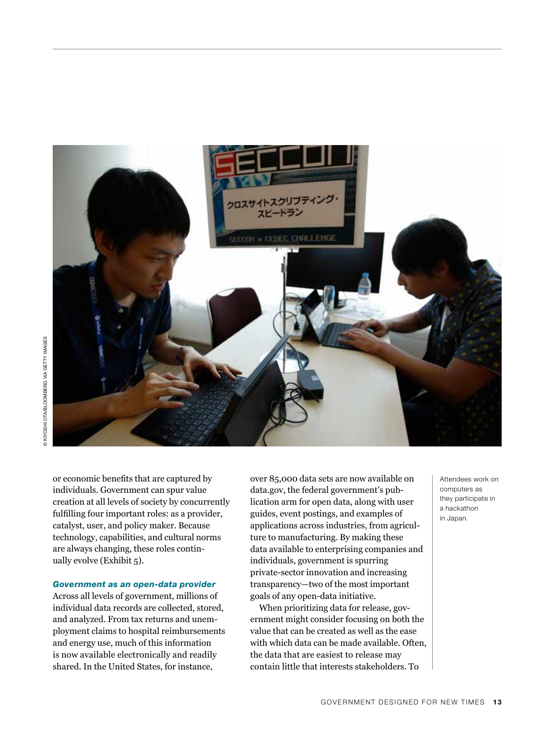or economic benefits that are captured by individuals. Government can spur value creation at all levels of society by concurrently fulfilling four important roles: as a provider, catalyst, user, and policy maker. Because technology, capabilities, and cultural norms are always changing, these roles continually evolve (Exhibit 5).

### *Government as an open-data provider*

Across all levels of government, millions of individual data records are collected, stored, and analyzed. From tax returns and unemployment claims to hospital reimbursements and energy use, much of this information is now available electronically and readily shared. In the United States, for instance, over 85,000 data sets are now available on data.gov, the federal government's publication arm for open data, along with user guides, event postings, and examples of applications across industries, from agriculture to manufacturing. By making these data available to enterprising companies and individuals, government is spurring private-sector innovation and increasing transparency—two of the most important goals of any open-data initiative.

When prioritizing data for release, government might consider focusing on both the value that can be created as well as the ease with which data can be made available. Often, the data that are easiest to release may contain little that interests stakeholders. To

Attendees work on computers as they participate in a hackathon in Japan.

© KIYOSHI OTA/BLOOMBERG VIA GETTY IMAGES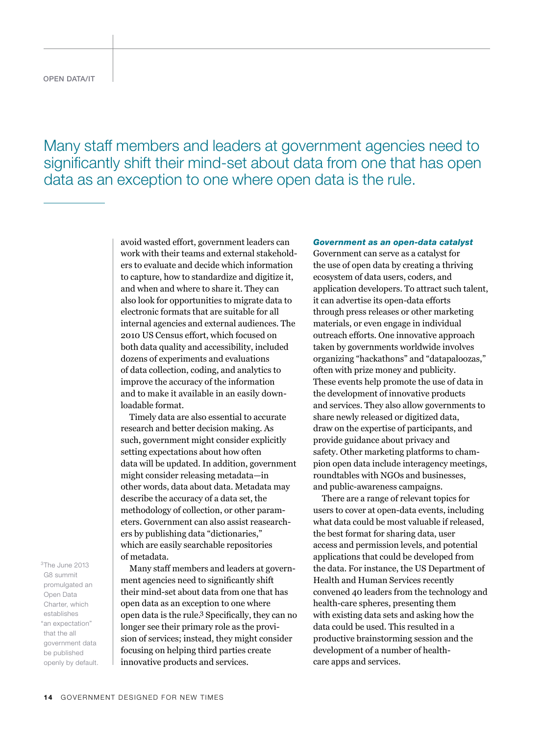Many staff members and leaders at government agencies need to significantly shift their mind-set about data from one that has open data as an exception to one where open data is the rule.

avoid wasted effort, government leaders can work with their teams and external stakeholders to evaluate and decide which information to capture, how to standardize and digitize it, and when and where to share it. They can also look for opportunities to migrate data to electronic formats that are suitable for all internal agencies and external audiences. The 2010 US Census effort, which focused on both data quality and accessibility, included dozens of experiments and evaluations of data collection, coding, and analytics to improve the accuracy of the information and to make it available in an easily downloadable format.

Timely data are also essential to accurate research and better decision making. As such, government might consider explicitly setting expectations about how often data will be updated. In addition, government might consider releasing metadata—in other words, data about data. Metadata may describe the accuracy of a data set, the methodology of collection, or other parameters. Government can also assist reasearchers by publishing data "dictionaries," which are easily searchable repositories of metadata.

Many staff members and leaders at government agencies need to significantly shift their mind-set about data from one that has open data as an exception to one where open data is the rule.[3] Specifically, they can no longer see their primary role as the provision of services; instead, they might consider focusing on helping third parties create innovative products and services.

[3]The June 2013 G8 summit promulgated an Open Data Charter, which establishes "an expectation" that the all government data be published openly by default.

***Government as an open-data catalyst***

Government can serve as a catalyst for the use of open data by creating a thriving ecosystem of data users, coders, and application developers. To attract such talent, it can advertise its open-data efforts through press releases or other marketing materials, or even engage in individual outreach efforts. One innovative approach taken by governments worldwide involves organizing "hackathons" and "datapaloozas," often with prize money and publicity. These events help promote the use of data in the development of innovative products and services. They also allow governments to share newly released or digitized data, draw on the expertise of participants, and provide guidance about privacy and safety. Other marketing platforms to champion open data include interagency meetings, roundtables with NGOs and businesses, and public-awareness campaigns.

There are a range of relevant topics for users to cover at open-data events, including what data could be most valuable if released, the best format for sharing data, user access and permission levels, and potential applications that could be developed from the data. For instance, the US Department of Health and Human Services recently convened 40 leaders from the technology and health-care spheres, presenting them with existing data sets and asking how the data could be used. This resulted in a productive brainstorming session and the development of a number of health-care apps and services.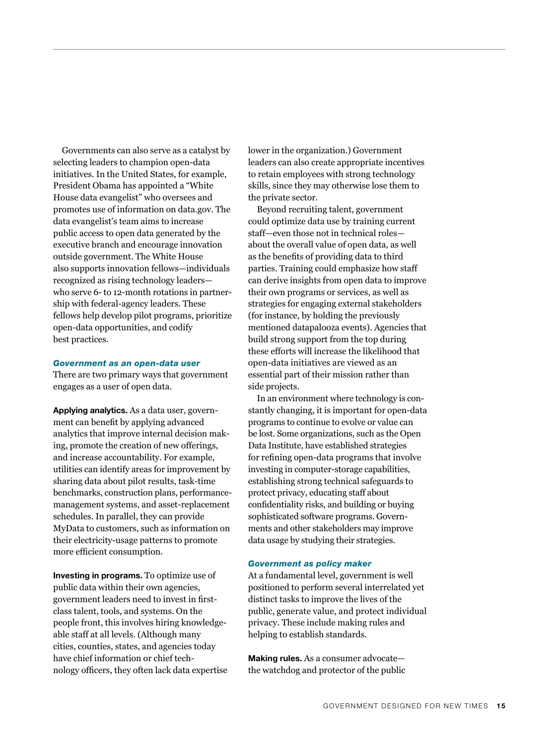Governments can also serve as a catalyst by selecting leaders to champion open-data initiatives. In the United States, for example, President Obama has appointed a "White House data evangelist" who oversees and promotes use of information on data.gov. The data evangelist's team aims to increase public access to open data generated by the executive branch and encourage innovation outside government. The White House also supports innovation fellows—individuals recognized as rising technology leaders—who serve 6- to 12-month rotations in partnership with federal-agency leaders. These fellows help develop pilot programs, prioritize open-data opportunities, and codify best practices.

### *Government as an open-data user*

There are two primary ways that government engages as a user of open data.

**Applying analytics.** As a data user, government can benefit by applying advanced analytics that improve internal decision making, promote the creation of new offerings, and increase accountability. For example, utilities can identify areas for improvement by sharing data about pilot results, task-time benchmarks, construction plans, performance-management systems, and asset-replacement schedules. In parallel, they can provide MyData to customers, such as information on their electricity-usage patterns to promote more efficient consumption.

**Investing in programs.** To optimize use of public data within their own agencies, government leaders need to invest in first-class talent, tools, and systems. On the people front, this involves hiring knowledgeable staff at all levels. (Although many cities, counties, states, and agencies today have chief information or chief technology officers, they often lack data expertise lower in the organization.) Government leaders can also create appropriate incentives to retain employees with strong technology skills, since they may otherwise lose them to the private sector.

Beyond recruiting talent, government could optimize data use by training current staff—even those not in technical roles—about the overall value of open data, as well as the benefits of providing data to third parties. Training could emphasize how staff can derive insights from open data to improve their own programs or services, as well as strategies for engaging external stakeholders (for instance, by holding the previously mentioned datapalooza events). Agencies that build strong support from the top during these efforts will increase the likelihood that open-data initiatives are viewed as an essential part of their mission rather than side projects.

In an environment where technology is constantly changing, it is important for open-data programs to continue to evolve or value can be lost. Some organizations, such as the Open Data Institute, have established strategies for refining open-data programs that involve investing in computer-storage capabilities, establishing strong technical safeguards to protect privacy, educating staff about confidentiality risks, and building or buying sophisticated software programs. Governments and other stakeholders may improve data usage by studying their strategies.

### *Government as policy maker*

At a fundamental level, government is well positioned to perform several interrelated yet distinct tasks to improve the lives of the public, generate value, and protect individual privacy. These include making rules and helping to establish standards.

**Making rules.** As a consumer advocate—the watchdog and protector of the public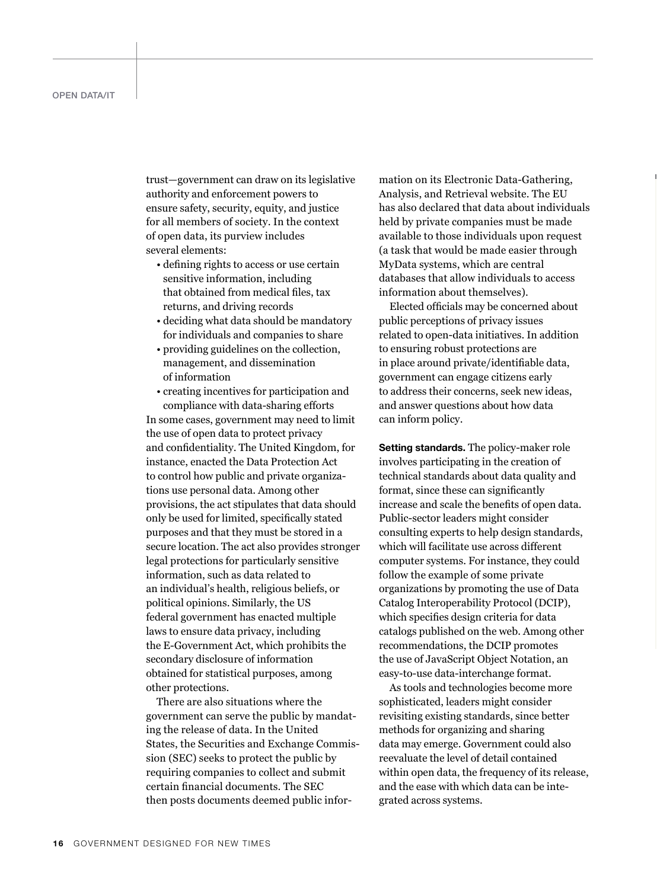trust—government can draw on its legislative authority and enforcement powers to ensure safety, security, equity, and justice for all members of society. In the context of open data, its purview includes several elements:

- defining rights to access or use certain sensitive information, including that obtained from medical files, tax returns, and driving records
- deciding what data should be mandatory for individuals and companies to share
- providing guidelines on the collection, management, and dissemination of information
- creating incentives for participation and compliance with data-sharing efforts

In some cases, government may need to limit the use of open data to protect privacy and confidentiality. The United Kingdom, for instance, enacted the Data Protection Act to control how public and private organizations use personal data. Among other provisions, the act stipulates that data should only be used for limited, specifically stated purposes and that they must be stored in a secure location. The act also provides stronger legal protections for particularly sensitive information, such as data related to an individual's health, religious beliefs, or political opinions. Similarly, the US federal government has enacted multiple laws to ensure data privacy, including the E-Government Act, which prohibits the secondary disclosure of information obtained for statistical purposes, among other protections.

There are also situations where the government can serve the public by mandating the release of data. In the United States, the Securities and Exchange Commission (SEC) seeks to protect the public by requiring companies to collect and submit certain financial documents. The SEC then posts documents deemed public information on its Electronic Data-Gathering, Analysis, and Retrieval website. The EU has also declared that data about individuals held by private companies must be made available to those individuals upon request (a task that would be made easier through MyData systems, which are central databases that allow individuals to access information about themselves).

Elected officials may be concerned about public perceptions of privacy issues related to open-data initiatives. In addition to ensuring robust protections are in place around private/identifiable data, government can engage citizens early to address their concerns, seek new ideas, and answer questions about how data can inform policy.

**Setting standards.** The policy-maker role involves participating in the creation of technical standards about data quality and format, since these can significantly increase and scale the benefits of open data. Public-sector leaders might consider consulting experts to help design standards, which will facilitate use across different computer systems. For instance, they could follow the example of some private organizations by promoting the use of Data Catalog Interoperability Protocol (DCIP), which specifies design criteria for data catalogs published on the web. Among other recommendations, the DCIP promotes the use of JavaScript Object Notation, an easy-to-use data-interchange format.

As tools and technologies become more sophisticated, leaders might consider revisiting existing standards, since better methods for organizing and sharing data may emerge. Government could also reevaluate the level of detail contained within open data, the frequency of its release, and the ease with which data can be integrated across systems.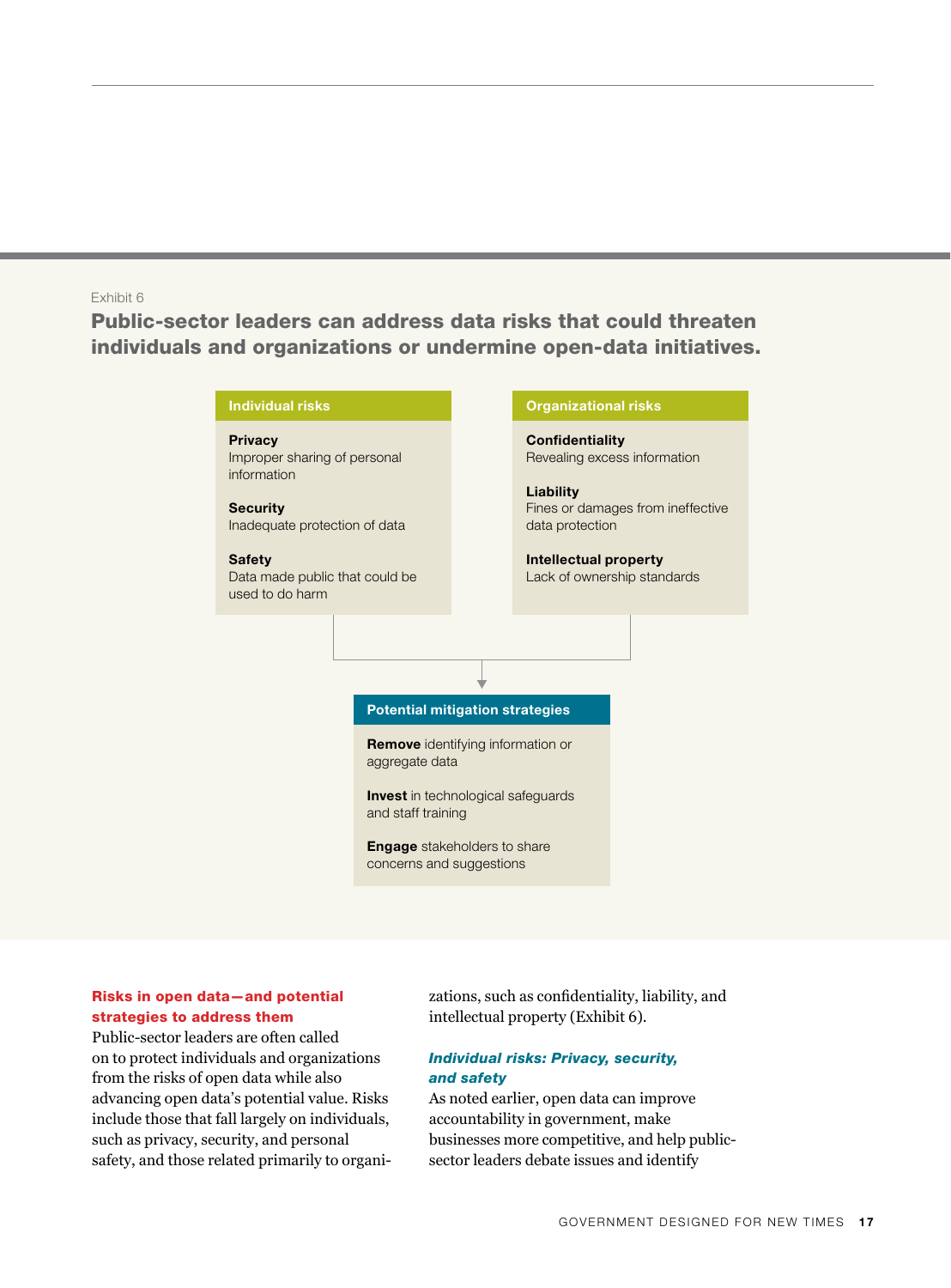Exhibit 6

**Public-sector leaders can address data risks that could threaten individuals and organizations or undermine open-data initiatives.**

**Individual risks**

**Privacy**
Improper sharing of personal information

**Security**
Inadequate protection of data

**Safety**
Data made public that could be used to do harm

**Organizational risks**

**Confidentiality**
Revealing excess information

**Liability**
Fines or damages from ineffective data protection

**Intellectual property**
Lack of ownership standards

**Potential mitigation strategies**

**Remove** identifying information or aggregate data

**Invest** in technological safeguards and staff training

**Engage** stakeholders to share concerns and suggestions

## Risks in open data—and potential strategies to address them

Public-sector leaders are often called on to protect individuals and organizations from the risks of open data while also advancing open data's potential value. Risks include those that fall largely on individuals, such as privacy, security, and personal safety, and those related primarily to organizations, such as confidentiality, liability, and intellectual property (Exhibit 6).

### *Individual risks: Privacy, security, and safety*

As noted earlier, open data can improve accountability in government, make businesses more competitive, and help public-sector leaders debate issues and identify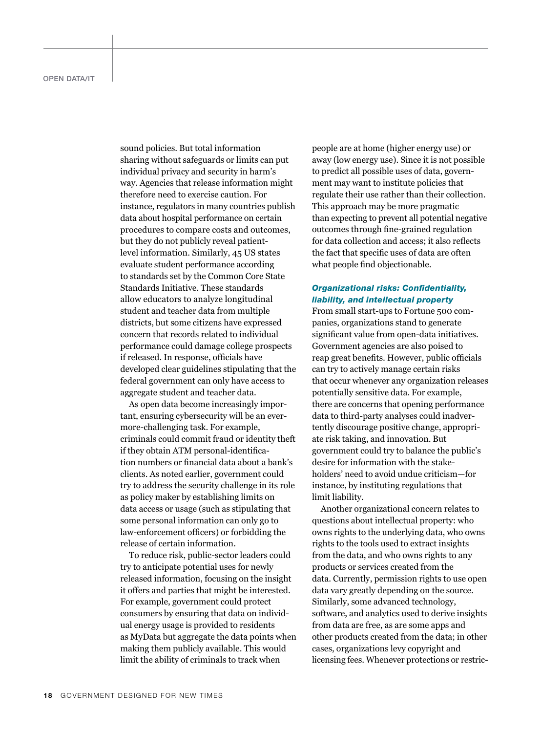sound policies. But total information sharing without safeguards or limits can put individual privacy and security in harm's way. Agencies that release information might therefore need to exercise caution. For instance, regulators in many countries publish data about hospital performance on certain procedures to compare costs and outcomes, but they do not publicly reveal patient-level information. Similarly, 45 US states evaluate student performance according to standards set by the Common Core State Standards Initiative. These standards allow educators to analyze longitudinal student and teacher data from multiple districts, but some citizens have expressed concern that records related to individual performance could damage college prospects if released. In response, officials have developed clear guidelines stipulating that the federal government can only have access to aggregate student and teacher data.

As open data become increasingly important, ensuring cybersecurity will be an ever-more-challenging task. For example, criminals could commit fraud or identity theft if they obtain ATM personal-identification numbers or financial data about a bank's clients. As noted earlier, government could try to address the security challenge in its role as policy maker by establishing limits on data access or usage (such as stipulating that some personal information can only go to law-enforcement officers) or forbidding the release of certain information.

To reduce risk, public-sector leaders could try to anticipate potential uses for newly released information, focusing on the insight it offers and parties that might be interested. For example, government could protect consumers by ensuring that data on individual energy usage is provided to residents as MyData but aggregate the data points when making them publicly available. This would limit the ability of criminals to track when people are at home (higher energy use) or away (low energy use). Since it is not possible to predict all possible uses of data, government may want to institute policies that regulate their use rather than their collection. This approach may be more pragmatic than expecting to prevent all potential negative outcomes through fine-grained regulation for data collection and access; it also reflects the fact that specific uses of data are often what people find objectionable.

***Organizational risks: Confidentiality, liability, and intellectual property***

From small start-ups to Fortune 500 companies, organizations stand to generate significant value from open-data initiatives. Government agencies are also poised to reap great benefits. However, public officials can try to actively manage certain risks that occur whenever any organization releases potentially sensitive data. For example, there are concerns that opening performance data to third-party analyses could inadvertently discourage positive change, appropriate risk taking, and innovation. But government could try to balance the public's desire for information with the stakeholders' need to avoid undue criticism—for instance, by instituting regulations that limit liability.

Another organizational concern relates to questions about intellectual property: who owns rights to the underlying data, who owns rights to the tools used to extract insights from the data, and who owns rights to any products or services created from the data. Currently, permission rights to use open data vary greatly depending on the source. Similarly, some advanced technology, software, and analytics used to derive insights from data are free, as are some apps and other products created from the data; in other cases, organizations levy copyright and licensing fees. Whenever protections or restric-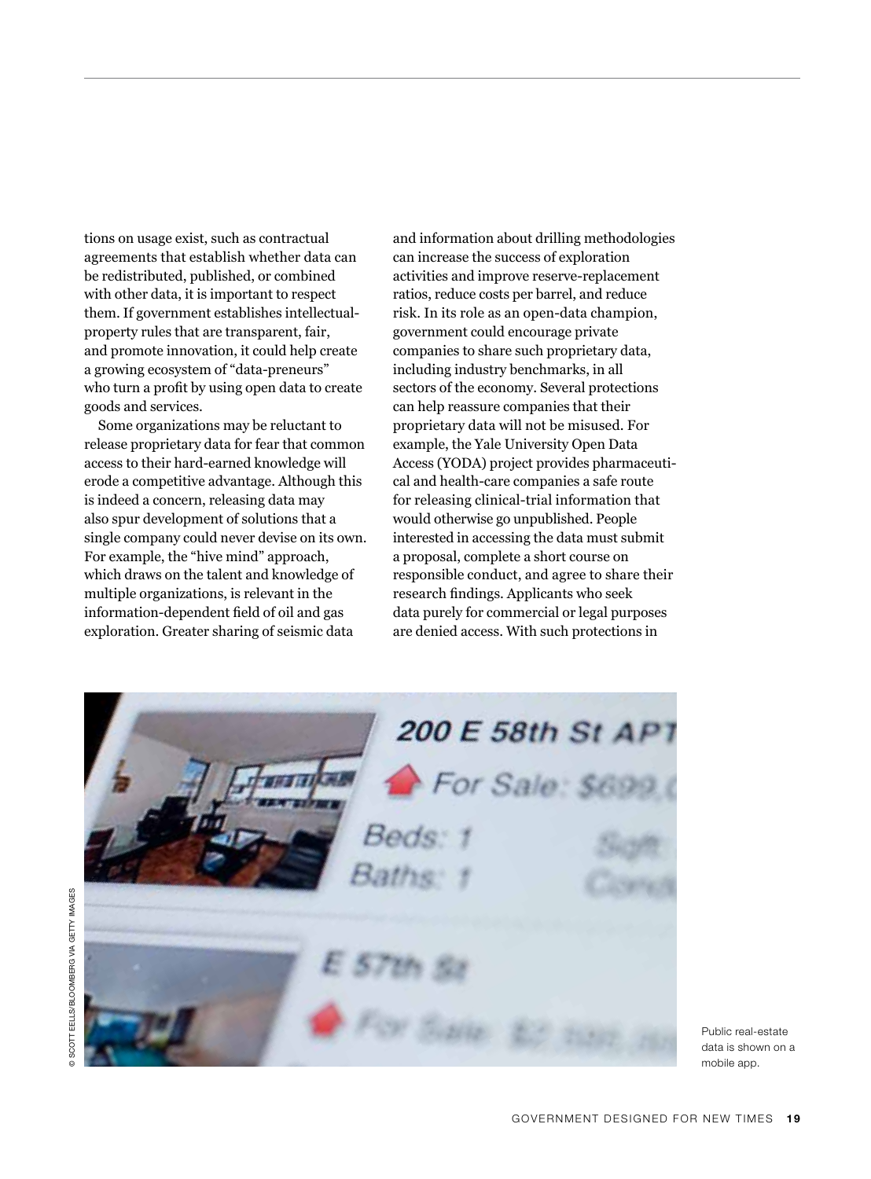tions on usage exist, such as contractual agreements that establish whether data can be redistributed, published, or combined with other data, it is important to respect them. If government establishes intellectual-property rules that are transparent, fair, and promote innovation, it could help create a growing ecosystem of "data-preneurs" who turn a profit by using open data to create goods and services.

Some organizations may be reluctant to release proprietary data for fear that common access to their hard-earned knowledge will erode a competitive advantage. Although this is indeed a concern, releasing data may also spur development of solutions that a single company could never devise on its own. For example, the "hive mind" approach, which draws on the talent and knowledge of multiple organizations, is relevant in the information-dependent field of oil and gas exploration. Greater sharing of seismic data and information about drilling methodologies can increase the success of exploration activities and improve reserve-replacement ratios, reduce costs per barrel, and reduce risk. In its role as an open-data champion, government could encourage private companies to share such proprietary data, including industry benchmarks, in all sectors of the economy. Several protections can help reassure companies that their proprietary data will not be misused. For example, the Yale University Open Data Access (YODA) project provides pharmaceutical and health-care companies a safe route for releasing clinical-trial information that would otherwise go unpublished. People interested in accessing the data must submit a proposal, complete a short course on responsible conduct, and agree to share their research findings. Applicants who seek data purely for commercial or legal purposes are denied access. With such protections in

Public real-estate data is shown on a mobile app.

© SCOTT EELLS/BLOOMBERG VIA GETTY IMAGES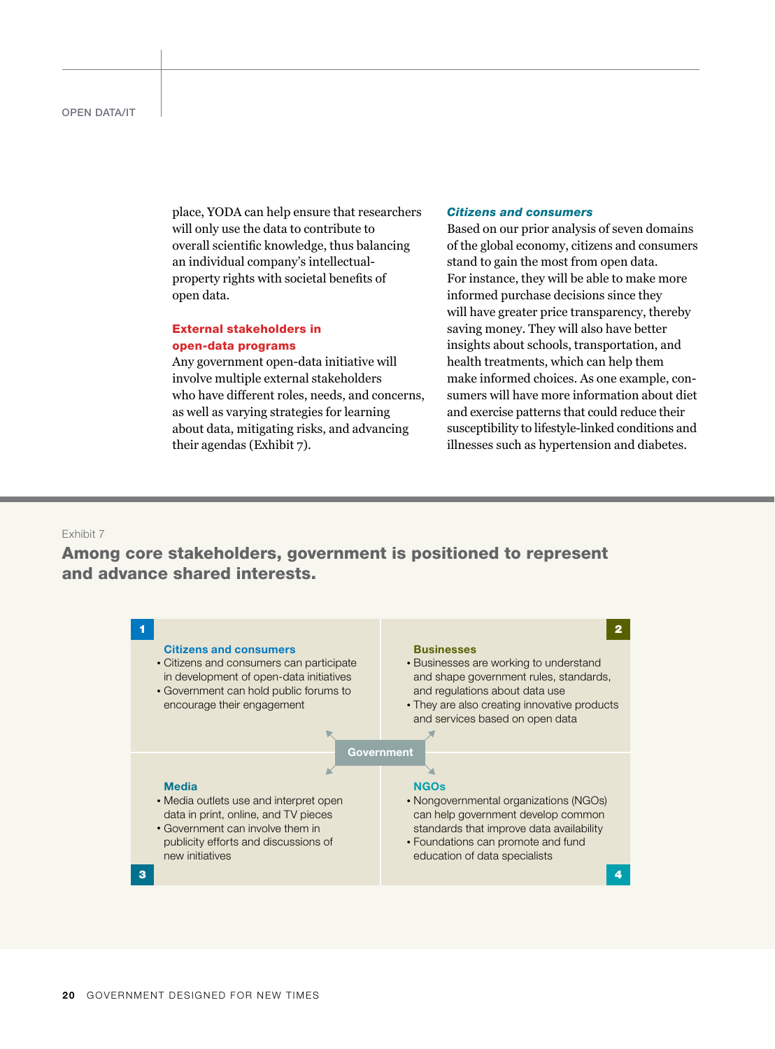place, YODA can help ensure that researchers will only use the data to contribute to overall scientific knowledge, thus balancing an individual company's intellectual-property rights with societal benefits of open data.

### External stakeholders in open-data programs

Any government open-data initiative will involve multiple external stakeholders who have different roles, needs, and concerns, as well as varying strategies for learning about data, mitigating risks, and advancing their agendas (Exhibit 7).

#### *Citizens and consumers*

Based on our prior analysis of seven domains of the global economy, citizens and consumers stand to gain the most from open data. For instance, they will be able to make more informed purchase decisions since they will have greater price transparency, thereby saving money. They will also have better insights about schools, transportation, and health treatments, which can help them make informed choices. As one example, consumers will have more information about diet and exercise patterns that could reduce their susceptibility to lifestyle-linked conditions and illnesses such as hypertension and diabetes.

Exhibit 7

**Among core stakeholders, government is positioned to represent and advance shared interests.**

**1 Citizens and consumers**
- Citizens and consumers can participate in development of open-data initiatives
- Government can hold public forums to encourage their engagement

**2 Businesses**
- Businesses are working to understand and shape government rules, standards, and regulations about data use
- They are also creating innovative products and services based on open data

**Government**

**3 Media**
- Media outlets use and interpret open data in print, online, and TV pieces
- Government can involve them in publicity efforts and discussions of new initiatives

**4 NGOs**
- Nongovernmental organizations (NGOs) can help government develop common standards that improve data availability
- Foundations can promote and fund education of data specialists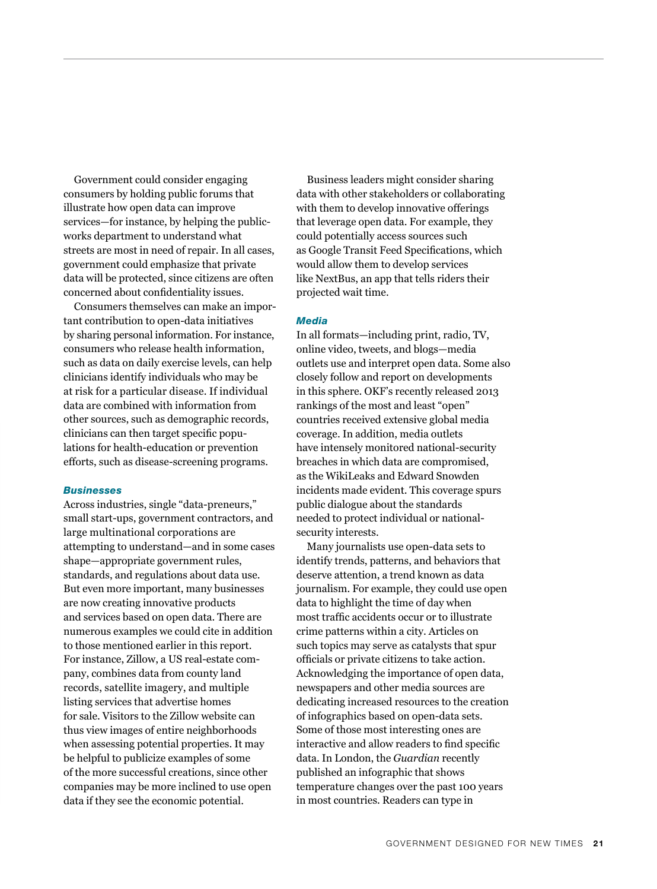Government could consider engaging consumers by holding public forums that illustrate how open data can improve services—for instance, by helping the public-works department to understand what streets are most in need of repair. In all cases, government could emphasize that private data will be protected, since citizens are often concerned about confidentiality issues.

Consumers themselves can make an important contribution to open-data initiatives by sharing personal information. For instance, consumers who release health information, such as data on daily exercise levels, can help clinicians identify individuals who may be at risk for a particular disease. If individual data are combined with information from other sources, such as demographic records, clinicians can then target specific populations for health-education or prevention efforts, such as disease-screening programs.

### *Businesses*

Across industries, single "data-preneurs," small start-ups, government contractors, and large multinational corporations are attempting to understand—and in some cases shape—appropriate government rules, standards, and regulations about data use. But even more important, many businesses are now creating innovative products and services based on open data. There are numerous examples we could cite in addition to those mentioned earlier in this report. For instance, Zillow, a US real-estate company, combines data from county land records, satellite imagery, and multiple listing services that advertise homes for sale. Visitors to the Zillow website can thus view images of entire neighborhoods when assessing potential properties. It may be helpful to publicize examples of some of the more successful creations, since other companies may be more inclined to use open data if they see the economic potential.

Business leaders might consider sharing data with other stakeholders or collaborating with them to develop innovative offerings that leverage open data. For example, they could potentially access sources such as Google Transit Feed Specifications, which would allow them to develop services like NextBus, an app that tells riders their projected wait time.

### *Media*

In all formats—including print, radio, TV, online video, tweets, and blogs—media outlets use and interpret open data. Some also closely follow and report on developments in this sphere. OKF's recently released 2013 rankings of the most and least "open" countries received extensive global media coverage. In addition, media outlets have intensely monitored national-security breaches in which data are compromised, as the WikiLeaks and Edward Snowden incidents made evident. This coverage spurs public dialogue about the standards needed to protect individual or national-security interests.

Many journalists use open-data sets to identify trends, patterns, and behaviors that deserve attention, a trend known as data journalism. For example, they could use open data to highlight the time of day when most traffic accidents occur or to illustrate crime patterns within a city. Articles on such topics may serve as catalysts that spur officials or private citizens to take action. Acknowledging the importance of open data, newspapers and other media sources are dedicating increased resources to the creation of infographics based on open-data sets. Some of those most interesting ones are interactive and allow readers to find specific data. In London, the *Guardian* recently published an infographic that shows temperature changes over the past 100 years in most countries. Readers can type in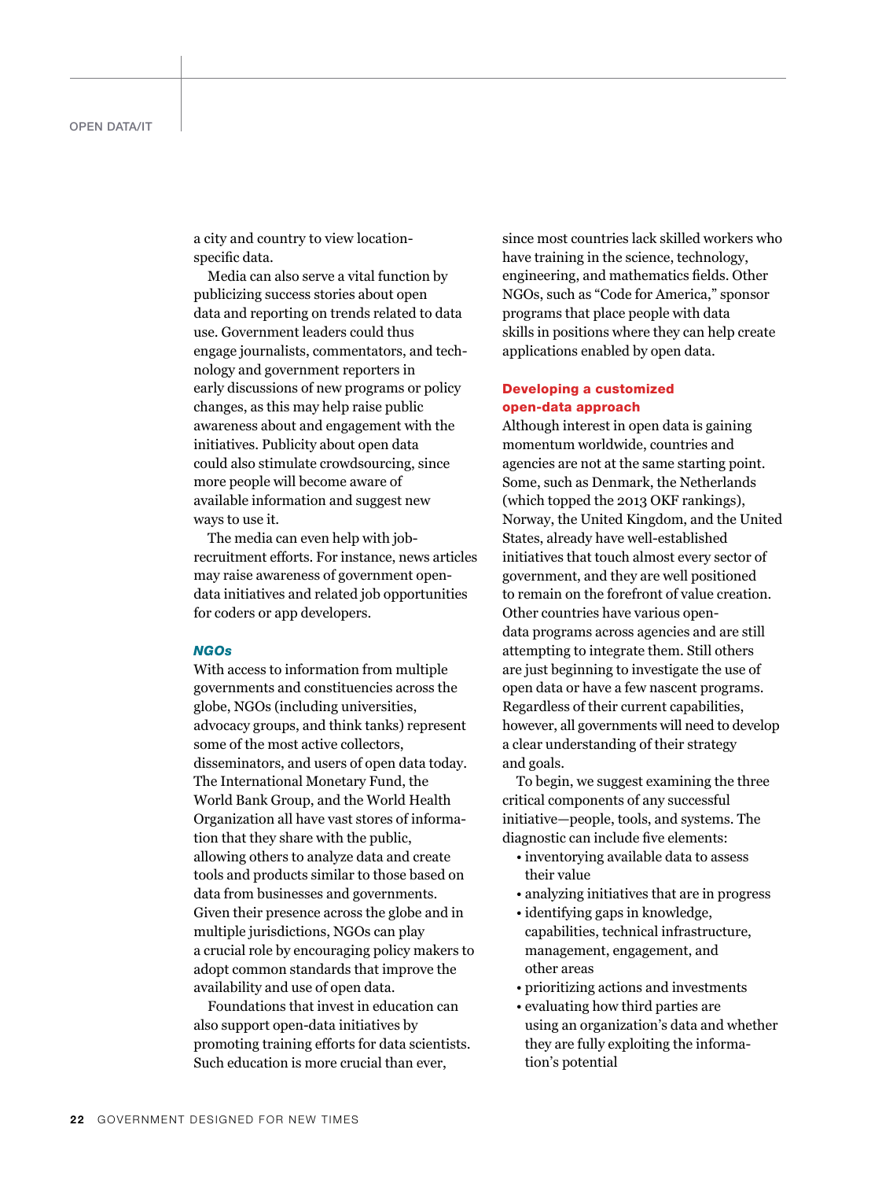a city and country to view location-specific data.

Media can also serve a vital function by publicizing success stories about open data and reporting on trends related to data use. Government leaders could thus engage journalists, commentators, and technology and government reporters in early discussions of new programs or policy changes, as this may help raise public awareness about and engagement with the initiatives. Publicity about open data could also stimulate crowdsourcing, since more people will become aware of available information and suggest new ways to use it.

The media can even help with job-recruitment efforts. For instance, news articles may raise awareness of government open-data initiatives and related job opportunities for coders or app developers.

### *NGOs*

With access to information from multiple governments and constituencies across the globe, NGOs (including universities, advocacy groups, and think tanks) represent some of the most active collectors, disseminators, and users of open data today. The International Monetary Fund, the World Bank Group, and the World Health Organization all have vast stores of information that they share with the public, allowing others to analyze data and create tools and products similar to those based on data from businesses and governments. Given their presence across the globe and in multiple jurisdictions, NGOs can play a crucial role by encouraging policy makers to adopt common standards that improve the availability and use of open data.

Foundations that invest in education can also support open-data initiatives by promoting training efforts for data scientists. Such education is more crucial than ever, since most countries lack skilled workers who have training in the science, technology, engineering, and mathematics fields. Other NGOs, such as "Code for America," sponsor programs that place people with data skills in positions where they can help create applications enabled by open data.

## Developing a customized open-data approach

Although interest in open data is gaining momentum worldwide, countries and agencies are not at the same starting point. Some, such as Denmark, the Netherlands (which topped the 2013 OKF rankings), Norway, the United Kingdom, and the United States, already have well-established initiatives that touch almost every sector of government, and they are well positioned to remain on the forefront of value creation. Other countries have various open-data programs across agencies and are still attempting to integrate them. Still others are just beginning to investigate the use of open data or have a few nascent programs. Regardless of their current capabilities, however, all governments will need to develop a clear understanding of their strategy and goals.

To begin, we suggest examining the three critical components of any successful initiative—people, tools, and systems. The diagnostic can include five elements:

- inventorying available data to assess their value
- analyzing initiatives that are in progress
- identifying gaps in knowledge, capabilities, technical infrastructure, management, engagement, and other areas
- prioritizing actions and investments
- evaluating how third parties are using an organization's data and whether they are fully exploiting the information's potential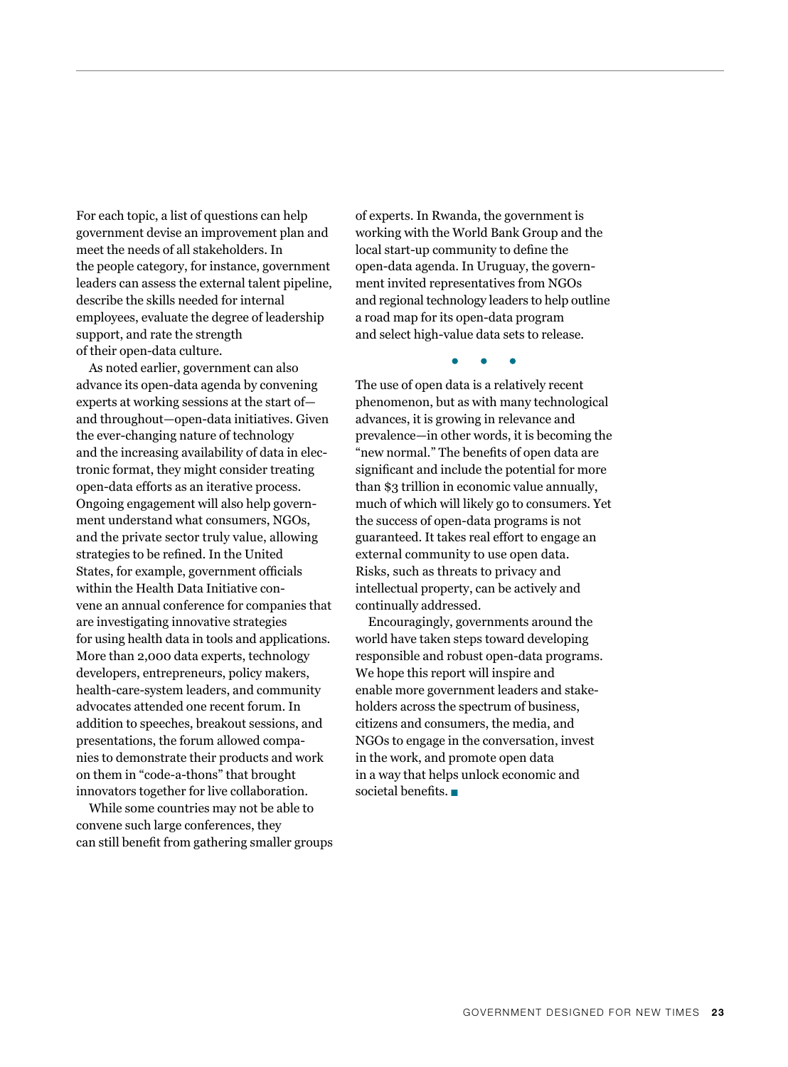For each topic, a list of questions can help government devise an improvement plan and meet the needs of all stakeholders. In the people category, for instance, government leaders can assess the external talent pipeline, describe the skills needed for internal employees, evaluate the degree of leadership support, and rate the strength of their open-data culture.

As noted earlier, government can also advance its open-data agenda by convening experts at working sessions at the start of—and throughout—open-data initiatives. Given the ever-changing nature of technology and the increasing availability of data in electronic format, they might consider treating open-data efforts as an iterative process. Ongoing engagement will also help government understand what consumers, NGOs, and the private sector truly value, allowing strategies to be refined. In the United States, for example, government officials within the Health Data Initiative convene an annual conference for companies that are investigating innovative strategies for using health data in tools and applications. More than 2,000 data experts, technology developers, entrepreneurs, policy makers, health-care-system leaders, and community advocates attended one recent forum. In addition to speeches, breakout sessions, and presentations, the forum allowed companies to demonstrate their products and work on them in "code-a-thons" that brought innovators together for live collaboration.

While some countries may not be able to convene such large conferences, they can still benefit from gathering smaller groups of experts. In Rwanda, the government is working with the World Bank Group and the local start-up community to define the open-data agenda. In Uruguay, the government invited representatives from NGOs and regional technology leaders to help outline a road map for its open-data program and select high-value data sets to release.

• • •

The use of open data is a relatively recent phenomenon, but as with many technological advances, it is growing in relevance and prevalence—in other words, it is becoming the "new normal." The benefits of open data are significant and include the potential for more than $3 trillion in economic value annually, much of which will likely go to consumers. Yet the success of open-data programs is not guaranteed. It takes real effort to engage an external community to use open data. Risks, such as threats to privacy and intellectual property, can be actively and continually addressed.

Encouragingly, governments around the world have taken steps toward developing responsible and robust open-data programs. We hope this report will inspire and enable more government leaders and stakeholders across the spectrum of business, citizens and consumers, the media, and NGOs to engage in the conversation, invest in the work, and promote open data in a way that helps unlock economic and societal benefits. ■